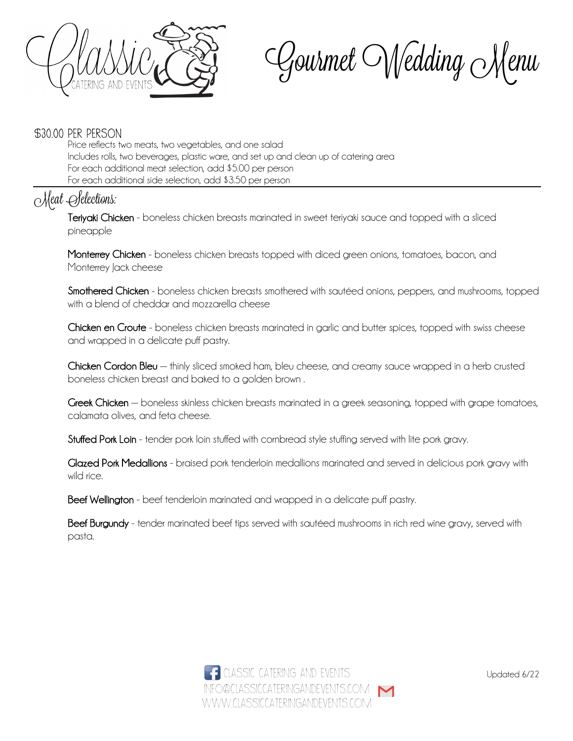# Classic Catering and Events

# Gourmet Wedding Menu

**$30.00 PER PERSON**

Price reflects two meats, two vegetables, and one salad
Includes rolls, two beverages, plastic ware, and set up and clean up of catering area
For each additional meat selection, add $5.00 per person
For each additional side selection, add $3.50 per person

## Meat Selections:

**Teriyaki Chicken** - boneless chicken breasts marinated in sweet teriyaki sauce and topped with a sliced pineapple

**Monterrey Chicken** - boneless chicken breasts topped with diced green onions, tomatoes, bacon, and Monterrey Jack cheese

**Smothered Chicken** - boneless chicken breasts smothered with sautéed onions, peppers, and mushrooms, topped with a blend of cheddar and mozzarella cheese

**Chicken en Croute** - boneless chicken breasts marinated in garlic and butter spices, topped with swiss cheese and wrapped in a delicate puff pastry.

**Chicken Cordon Bleu** — thinly sliced smoked ham, bleu cheese, and creamy sauce wrapped in a herb crusted boneless chicken breast and baked to a golden brown .

**Greek Chicken** — boneless skinless chicken breasts marinated in a greek seasoning, topped with grape tomatoes, calamata olives, and feta cheese.

**Stuffed Pork Loin** - tender pork loin stuffed with cornbread style stuffing served with lite pork gravy.

**Glazed Pork Medallions** - braised pork tenderloin medallions marinated and served in delicious pork gravy with wild rice.

**Beef Wellington** - beef tenderloin marinated and wrapped in a delicate puff pastry.

**Beef Burgundy** - tender marinated beef tips served with sautéed mushrooms in rich red wine gravy, served with pasta.

CLASSIC CATERING AND EVENTS
INFO@CLASSICCATERINGANDEVENTS.COM
WWW.CLASSICCATERINGANDEVENTS.COM

Updated 6/22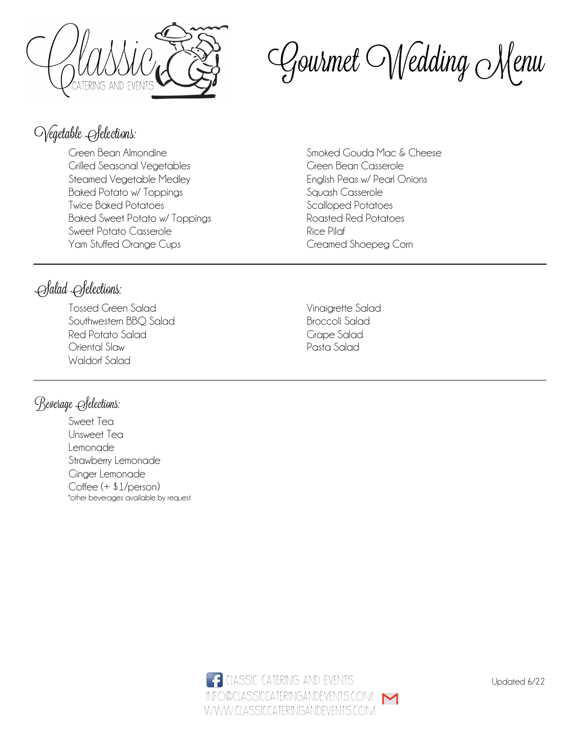# Gourmet Wedding Menu

Classic Catering and Events

## Vegetable Selections:

- Green Bean Almondine
- Grilled Seasonal Vegetables
- Steamed Vegetable Medley
- Baked Potato w/ Toppings
- Twice Baked Potatoes
- Baked Sweet Potato w/ Toppings
- Sweet Potato Casserole
- Yam Stuffed Orange Cups
- Smoked Gouda Mac & Cheese
- Green Bean Casserole
- English Peas w/ Pearl Onions
- Squash Casserole
- Scalloped Potatoes
- Roasted Red Potatoes
- Rice Pilaf
- Creamed Shoepeg Corn

## Salad Selections:

- Tossed Green Salad
- Southwestern BBQ Salad
- Red Potato Salad
- Oriental Slaw
- Waldorf Salad
- Vinaigrette Salad
- Broccoli Salad
- Grape Salad
- Pasta Salad

## Beverage Selections:

- Sweet Tea
- Unsweet Tea
- Lemonade
- Strawberry Lemonade
- Ginger Lemonade
- Coffee (+ $1/person)

*other beverages available by request

CLASSIC CATERING AND EVENTS
INFO@CLASSICCATERINGANDEVENTS.COM
WWW.CLASSICCATERINGANDEVENTS.COM

Updated 6/22